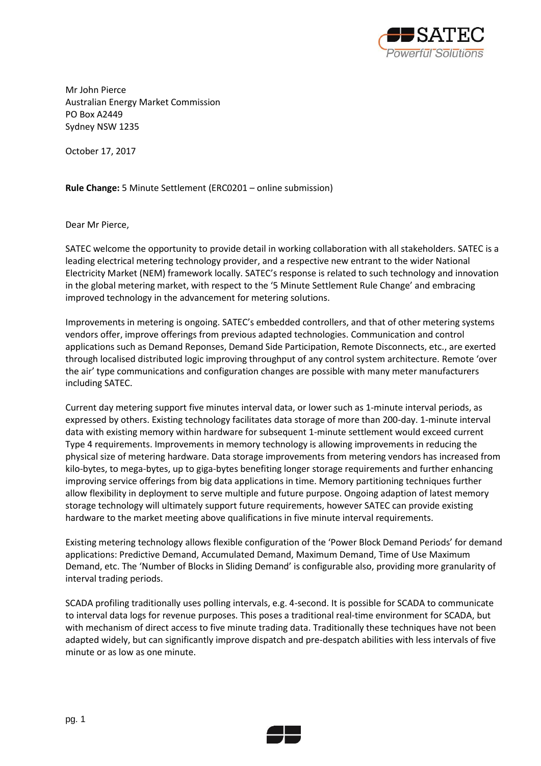Mr John Pierce
Australian Energy Market Commission
PO Box A2449
Sydney NSW 1235

October 17, 2017

**Rule Change:** 5 Minute Settlement (ERC0201 – online submission)

Dear Mr Pierce,

SATEC welcome the opportunity to provide detail in working collaboration with all stakeholders. SATEC is a leading electrical metering technology provider, and a respective new entrant to the wider National Electricity Market (NEM) framework locally. SATEC's response is related to such technology and innovation in the global metering market, with respect to the '5 Minute Settlement Rule Change' and embracing improved technology in the advancement for metering solutions.

Improvements in metering is ongoing. SATEC's embedded controllers, and that of other metering systems vendors offer, improve offerings from previous adapted technologies. Communication and control applications such as Demand Reponses, Demand Side Participation, Remote Disconnects, etc., are exerted through localised distributed logic improving throughput of any control system architecture. Remote 'over the air' type communications and configuration changes are possible with many meter manufacturers including SATEC.

Current day metering support five minutes interval data, or lower such as 1-minute interval periods, as expressed by others. Existing technology facilitates data storage of more than 200-day. 1-minute interval data with existing memory within hardware for subsequent 1-minute settlement would exceed current Type 4 requirements. Improvements in memory technology is allowing improvements in reducing the physical size of metering hardware. Data storage improvements from metering vendors has increased from kilo-bytes, to mega-bytes, up to giga-bytes benefiting longer storage requirements and further enhancing improving service offerings from big data applications in time. Memory partitioning techniques further allow flexibility in deployment to serve multiple and future purpose. Ongoing adaption of latest memory storage technology will ultimately support future requirements, however SATEC can provide existing hardware to the market meeting above qualifications in five minute interval requirements.

Existing metering technology allows flexible configuration of the 'Power Block Demand Periods' for demand applications: Predictive Demand, Accumulated Demand, Maximum Demand, Time of Use Maximum Demand, etc. The 'Number of Blocks in Sliding Demand' is configurable also, providing more granularity of interval trading periods.

SCADA profiling traditionally uses polling intervals, e.g. 4-second. It is possible for SCADA to communicate to interval data logs for revenue purposes. This poses a traditional real-time environment for SCADA, but with mechanism of direct access to five minute trading data. Traditionally these techniques have not been adapted widely, but can significantly improve dispatch and pre-despatch abilities with less intervals of five minute or as low as one minute.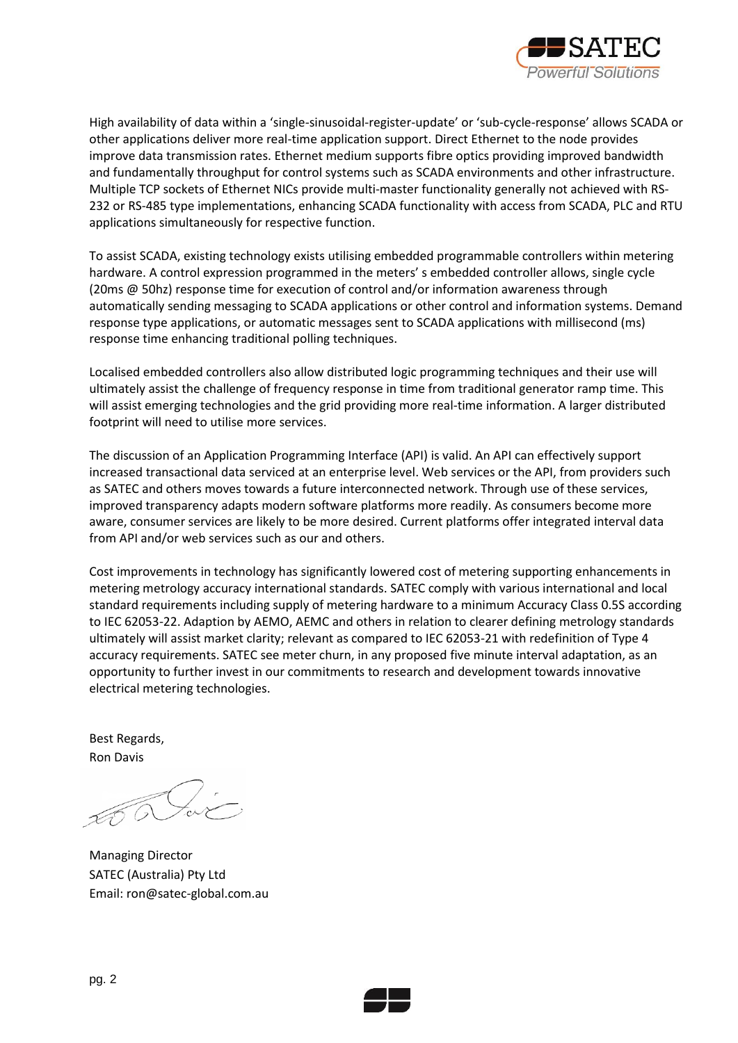High availability of data within a 'single-sinusoidal-register-update' or 'sub-cycle-response' allows SCADA or other applications deliver more real-time application support. Direct Ethernet to the node provides improve data transmission rates. Ethernet medium supports fibre optics providing improved bandwidth and fundamentally throughput for control systems such as SCADA environments and other infrastructure. Multiple TCP sockets of Ethernet NICs provide multi-master functionality generally not achieved with RS-232 or RS-485 type implementations, enhancing SCADA functionality with access from SCADA, PLC and RTU applications simultaneously for respective function.

To assist SCADA, existing technology exists utilising embedded programmable controllers within metering hardware. A control expression programmed in the meters' s embedded controller allows, single cycle (20ms @ 50hz) response time for execution of control and/or information awareness through automatically sending messaging to SCADA applications or other control and information systems. Demand response type applications, or automatic messages sent to SCADA applications with millisecond (ms) response time enhancing traditional polling techniques.

Localised embedded controllers also allow distributed logic programming techniques and their use will ultimately assist the challenge of frequency response in time from traditional generator ramp time. This will assist emerging technologies and the grid providing more real-time information. A larger distributed footprint will need to utilise more services.

The discussion of an Application Programming Interface (API) is valid. An API can effectively support increased transactional data serviced at an enterprise level. Web services or the API, from providers such as SATEC and others moves towards a future interconnected network. Through use of these services, improved transparency adapts modern software platforms more readily. As consumers become more aware, consumer services are likely to be more desired. Current platforms offer integrated interval data from API and/or web services such as our and others.

Cost improvements in technology has significantly lowered cost of metering supporting enhancements in metering metrology accuracy international standards. SATEC comply with various international and local standard requirements including supply of metering hardware to a minimum Accuracy Class 0.5S according to IEC 62053-22. Adaption by AEMO, AEMC and others in relation to clearer defining metrology standards ultimately will assist market clarity; relevant as compared to IEC 62053-21 with redefinition of Type 4 accuracy requirements. SATEC see meter churn, in any proposed five minute interval adaptation, as an opportunity to further invest in our commitments to research and development towards innovative electrical metering technologies.

Best Regards,
Ron Davis

Managing Director
SATEC (Australia) Pty Ltd
Email: ron@satec-global.com.au